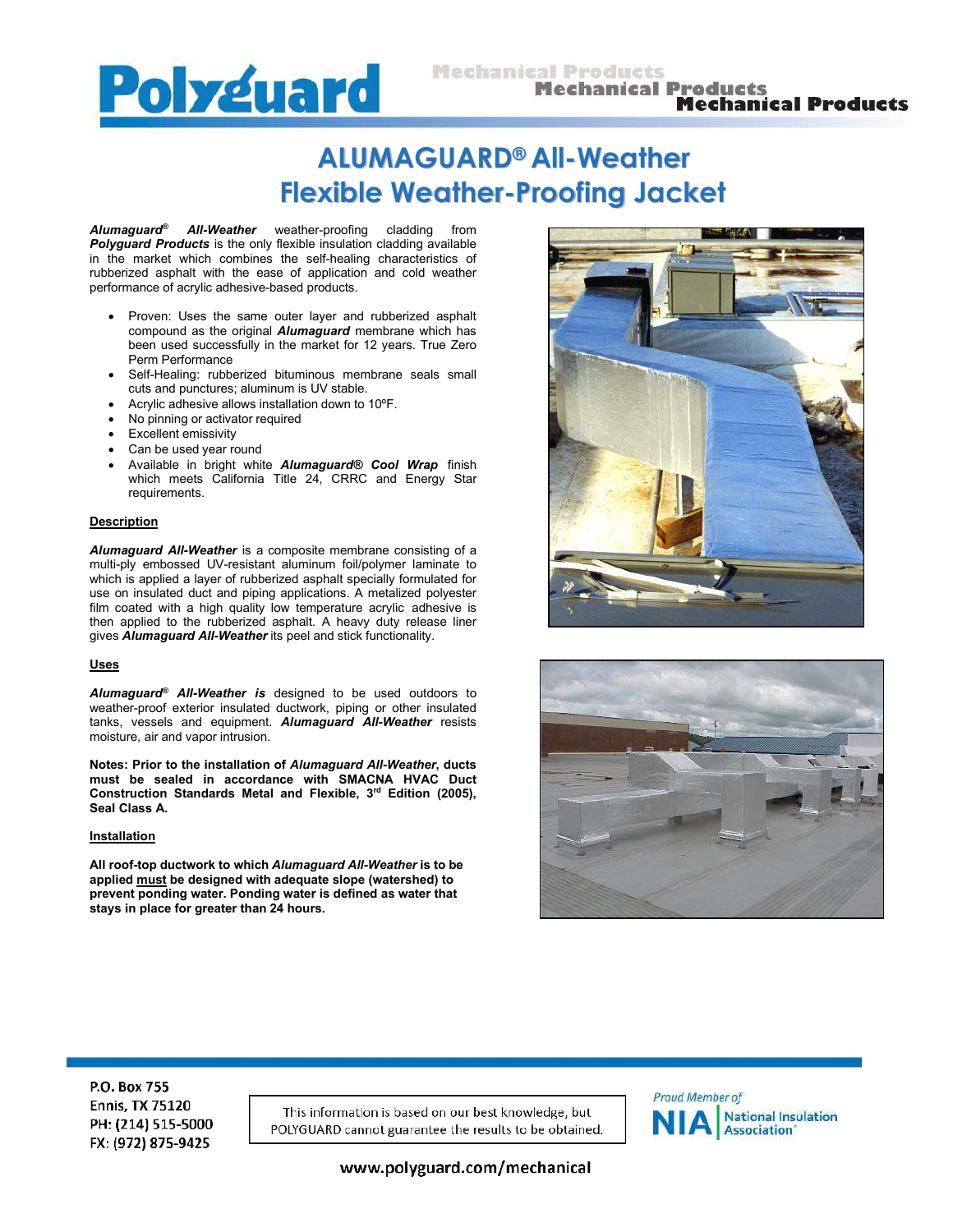# ALUMAGUARD® All-Weather Flexible Weather-Proofing Jacket

***Alumaguard*® *All-Weather*** weather-proofing cladding from ***Polyguard Products*** is the only flexible insulation cladding available in the market which combines the self-healing characteristics of rubberized asphalt with the ease of application and cold weather performance of acrylic adhesive-based products.

- Proven: Uses the same outer layer and rubberized asphalt compound as the original ***Alumaguard*** membrane which has been used successfully in the market for 12 years. True Zero Perm Performance
- Self-Healing: rubberized bituminous membrane seals small cuts and punctures; aluminum is UV stable.
- Acrylic adhesive allows installation down to 10ºF.
- No pinning or activator required
- Excellent emissivity
- Can be used year round
- Available in bright white ***Alumaguard® Cool Wrap*** finish which meets California Title 24, CRRC and Energy Star requirements.

## Description

***Alumaguard All-Weather*** is a composite membrane consisting of a multi-ply embossed UV-resistant aluminum foil/polymer laminate to which is applied a layer of rubberized asphalt specially formulated for use on insulated duct and piping applications. A metalized polyester film coated with a high quality low temperature acrylic adhesive is then applied to the rubberized asphalt. A heavy duty release liner gives ***Alumaguard All-Weather*** its peel and stick functionality.

## Uses

***Alumaguard*® *All-Weather is*** designed to be used outdoors to weather-proof exterior insulated ductwork, piping or other insulated tanks, vessels and equipment. ***Alumaguard All-Weather*** resists moisture, air and vapor intrusion.

**Notes: Prior to the installation of *Alumaguard All-Weather*, ducts must be sealed in accordance with SMACNA HVAC Duct Construction Standards Metal and Flexible, 3rd Edition (2005), Seal Class A.**

## Installation

**All roof-top ductwork to which *Alumaguard All-Weather* is to be applied must be designed with adequate slope (watershed) to prevent ponding water. Ponding water is defined as water that stays in place for greater than 24 hours.**

P.O. Box 755
Ennis, TX 75120
PH: (214) 515-5000
FX: (972) 875-9425

This information is based on our best knowledge, but POLYGUARD cannot guarantee the results to be obtained.

Proud Member of NIA National Insulation Association

www.polyguard.com/mechanical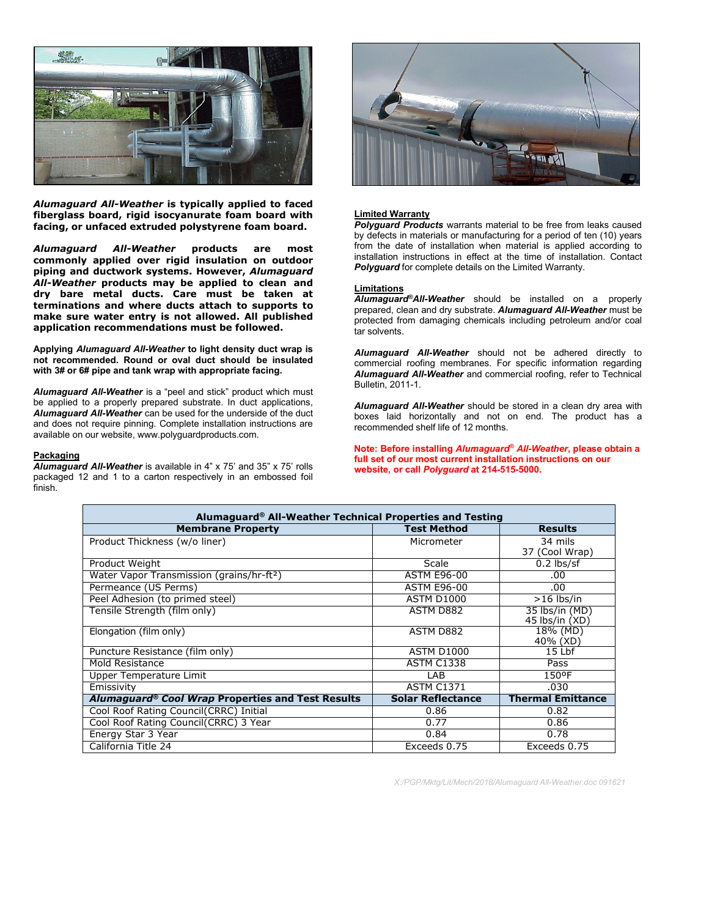**_Alumaguard All-Weather_ is typically applied to faced fiberglass board, rigid isocyanurate foam board with facing, or unfaced extruded polystyrene foam board.**

**_Alumaguard All-Weather_ products are most commonly applied over rigid insulation on outdoor piping and ductwork systems. However, _Alumaguard All-Weather_ products may be applied to clean and dry bare metal ducts. Care must be taken at terminations and where ducts attach to supports to make sure water entry is not allowed. All published application recommendations must be followed.**

**Applying _Alumaguard All-Weather_ to light density duct wrap is not recommended. Round or oval duct should be insulated with 3# or 6# pipe and tank wrap with appropriate facing.**

***Alumaguard All-Weather*** is a "peel and stick" product which must be applied to a properly prepared substrate. In duct applications, ***Alumaguard All-Weather*** can be used for the underside of the duct and does not require pinning. Complete installation instructions are available on our website, www.polyguardproducts.com.

**Packaging**

***Alumaguard All-Weather*** is available in 4" x 75' and 35" x 75' rolls packaged 12 and 1 to a carton respectively in an embossed foil finish.

**Limited Warranty**

***Polyguard Products*** warrants material to be free from leaks caused by defects in materials or manufacturing for a period of ten (10) years from the date of installation when material is applied according to installation instructions in effect at the time of installation. Contact ***Polyguard*** for complete details on the Limited Warranty.

**Limitations**

***Alumaguard®All-Weather*** should be installed on a properly prepared, clean and dry substrate. ***Alumaguard All-Weather*** must be protected from damaging chemicals including petroleum and/or coal tar solvents.

***Alumaguard All-Weather*** should not be adhered directly to commercial roofing membranes. For specific information regarding ***Alumaguard All-Weather*** and commercial roofing, refer to Technical Bulletin, 2011-1.

***Alumaguard All-Weather*** should be stored in a clean dry area with boxes laid horizontally and not on end. The product has a recommended shelf life of 12 months.

**Note: Before installing _Alumaguard® All-Weather_, please obtain a full set of our most current installation instructions on our website, or call _Polyguard_ at 214-515-5000.**

| Alumaguard® All-Weather Technical Properties and Testing | | |
|---|---|---|
| **Membrane Property** | **Test Method** | **Results** |
| Product Thickness (w/o liner) | Micrometer | 34 mils<br>37 (Cool Wrap) |
| Product Weight | Scale | 0.2 lbs/sf |
| Water Vapor Transmission (grains/hr-ft²) | ASTM E96-00 | .00 |
| Permeance (US Perms) | ASTM E96-00 | .00 |
| Peel Adhesion (to primed steel) | ASTM D1000 | >16 lbs/in |
| Tensile Strength (film only) | ASTM D882 | 35 lbs/in (MD)<br>45 lbs/in (XD) |
| Elongation (film only) | ASTM D882 | 18% (MD)<br>40% (XD) |
| Puncture Resistance (film only) | ASTM D1000 | 15 Lbf |
| Mold Resistance | ASTM C1338 | Pass |
| Upper Temperature Limit | LAB | 150ºF |
| Emissivity | ASTM C1371 | .030 |
| ***Alumaguard® Cool Wrap* Properties and Test Results** | **Solar Reflectance** | **Thermal Emittance** |
| Cool Roof Rating Council(CRRC) Initial | 0.86 | 0.82 |
| Cool Roof Rating Council(CRRC) 3 Year | 0.77 | 0.86 |
| Energy Star 3 Year | 0.84 | 0.78 |
| California Title 24 | Exceeds 0.75 | Exceeds 0.75 |